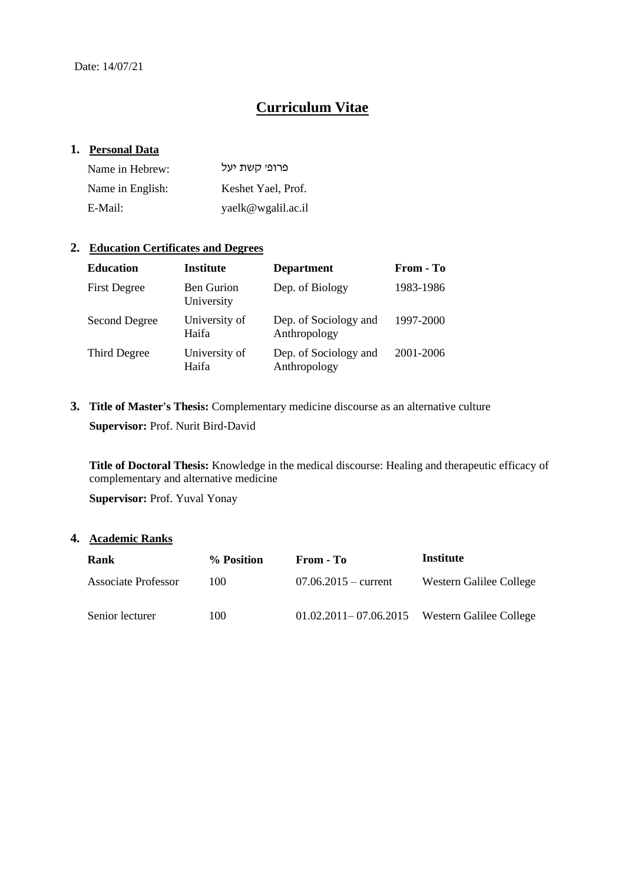Date: 14/07/21

# Curriculum Vitae

## 1. Personal Data

| | |
|---|---|
| Name in Hebrew: | פרופ׳ קשת יעל |
| Name in English: | Keshet Yael, Prof. |
| E-Mail: | yaelk@wgalil.ac.il |

## 2. Education Certificates and Degrees

| Education | Institute | Department | From - To |
|---|---|---|---|
| First Degree | Ben Gurion University | Dep. of Biology | 1983-1986 |
| Second Degree | University of Haifa | Dep. of Sociology and Anthropology | 1997-2000 |
| Third Degree | University of Haifa | Dep. of Sociology and Anthropology | 2001-2006 |

## 3. Title of Master's Thesis: Complementary medicine discourse as an alternative culture

**Supervisor:** Prof. Nurit Bird-David

**Title of Doctoral Thesis:** Knowledge in the medical discourse: Healing and therapeutic efficacy of complementary and alternative medicine

**Supervisor:** Prof. Yuval Yonay

## 4. Academic Ranks

| Rank | % Position | From - To | Institute |
|---|---|---|---|
| Associate Professor | 100 | 07.06.2015 – current | Western Galilee College |
| Senior lecturer | 100 | 01.02.2011– 07.06.2015 | Western Galilee College |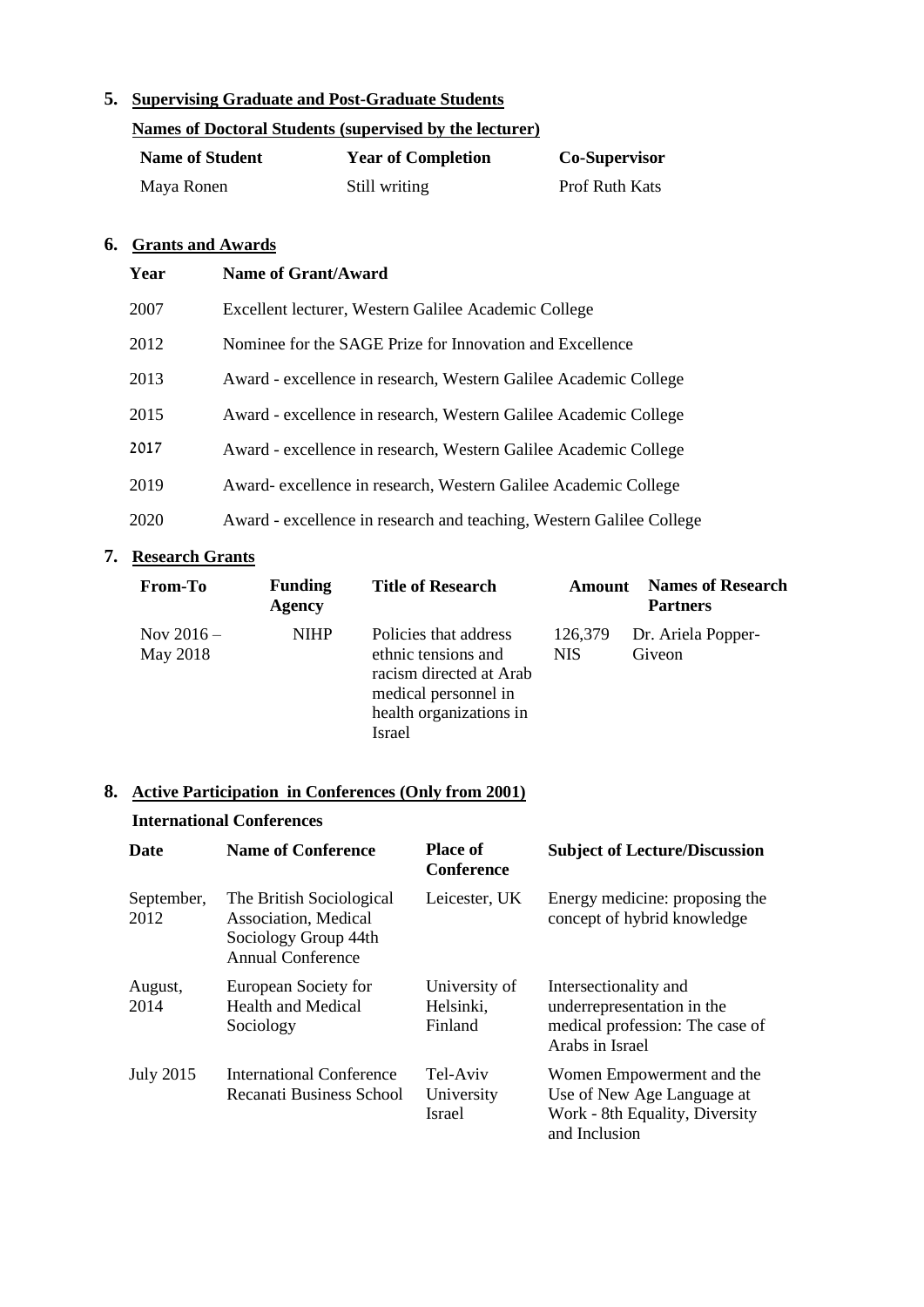## 5. Supervising Graduate and Post-Graduate Students

**Names of Doctoral Students (supervised by the lecturer)**

| Name of Student | Year of Completion | Co-Supervisor |
|---|---|---|
| Maya Ronen | Still writing | Prof Ruth Kats |

## 6. Grants and Awards

| Year | Name of Grant/Award |
|---|---|
| 2007 | Excellent lecturer, Western Galilee Academic College |
| 2012 | Nominee for the SAGE Prize for Innovation and Excellence |
| 2013 | Award - excellence in research, Western Galilee Academic College |
| 2015 | Award - excellence in research, Western Galilee Academic College |
| 2017 | Award - excellence in research, Western Galilee Academic College |
| 2019 | Award- excellence in research, Western Galilee Academic College |
| 2020 | Award - excellence in research and teaching, Western Galilee College |

## 7. Research Grants

| From-To | Funding Agency | Title of Research | Amount | Names of Research Partners |
|---|---|---|---|---|
| Nov 2016 – May 2018 | NIHP | Policies that address ethnic tensions and racism directed at Arab medical personnel in health organizations in Israel | 126,379 NIS | Dr. Ariela Popper-Giveon |

## 8. Active Participation in Conferences (Only from 2001)

**International Conferences**

| Date | Name of Conference | Place of Conference | Subject of Lecture/Discussion |
|---|---|---|---|
| September, 2012 | The British Sociological Association, Medical Sociology Group 44th Annual Conference | Leicester, UK | Energy medicine: proposing the concept of hybrid knowledge |
| August, 2014 | European Society for Health and Medical Sociology | University of Helsinki, Finland | Intersectionality and underrepresentation in the medical profession: The case of Arabs in Israel |
| July 2015 | International Conference Recanati Business School | Tel-Aviv University Israel | Women Empowerment and the Use of New Age Language at Work - 8th Equality, Diversity and Inclusion |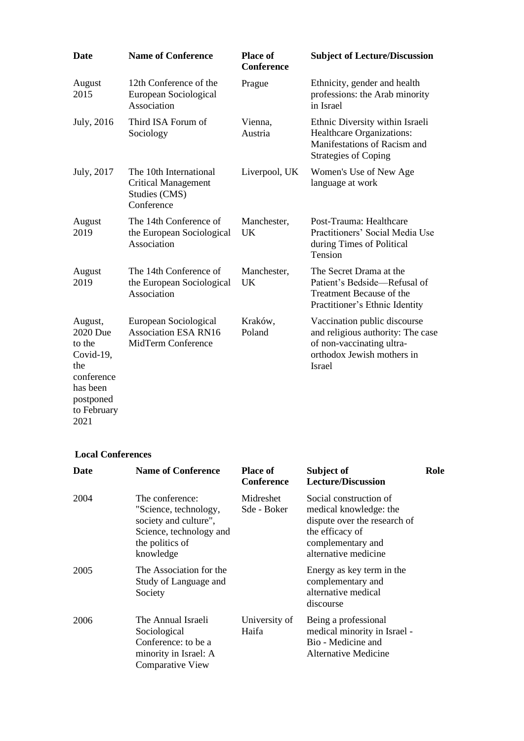| Date | Name of Conference | Place of Conference | Subject of Lecture/Discussion |
|---|---|---|---|
| August 2015 | 12th Conference of the European Sociological Association | Prague | Ethnicity, gender and health professions: the Arab minority in Israel |
| July, 2016 | Third ISA Forum of Sociology | Vienna, Austria | Ethnic Diversity within Israeli Healthcare Organizations: Manifestations of Racism and Strategies of Coping |
| July, 2017 | The 10th International Critical Management Studies (CMS) Conference | Liverpool, UK | Women's Use of New Age language at work |
| August 2019 | The 14th Conference of the European Sociological Association | Manchester, UK | Post-Trauma: Healthcare Practitioners' Social Media Use during Times of Political Tension |
| August 2019 | The 14th Conference of the European Sociological Association | Manchester, UK | The Secret Drama at the Patient's Bedside—Refusal of Treatment Because of the Practitioner's Ethnic Identity |
| August, 2020 Due to the Covid-19, the conference has been postponed to February 2021 | European Sociological Association ESA RN16 MidTerm Conference | Kraków, Poland | Vaccination public discourse and religious authority: The case of non-vaccinating ultra-orthodox Jewish mothers in Israel |

**Local Conferences**

| Date | Name of Conference | Place of Conference | Subject of Lecture/Discussion | Role |
|---|---|---|---|---|
| 2004 | The conference: "Science, technology, society and culture", Science, technology and the politics of knowledge | Midreshet Sde - Boker | Social construction of medical knowledge: the dispute over the research of the efficacy of complementary and alternative medicine | |
| 2005 | The Association for the Study of Language and Society | | Energy as key term in the complementary and alternative medical discourse | |
| 2006 | The Annual Israeli Sociological Conference: to be a minority in Israel: A Comparative View | University of Haifa | Being a professional medical minority in Israel - Bio - Medicine and Alternative Medicine | |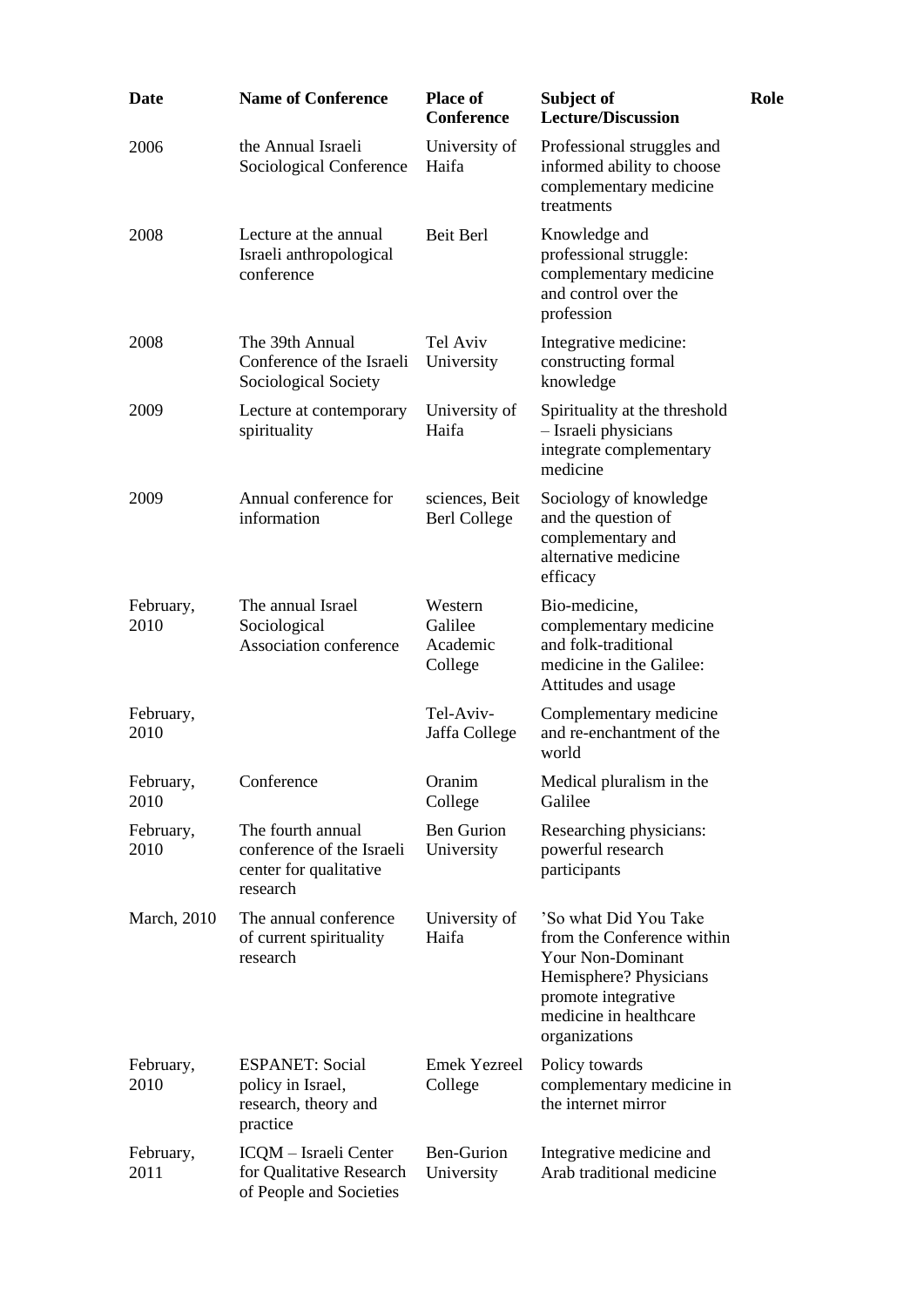| Date | Name of Conference | Place of Conference | Subject of Lecture/Discussion | Role |
|---|---|---|---|---|
| 2006 | the Annual Israeli Sociological Conference | University of Haifa | Professional struggles and informed ability to choose complementary medicine treatments | |
| 2008 | Lecture at the annual Israeli anthropological conference | Beit Berl | Knowledge and professional struggle: complementary medicine and control over the profession | |
| 2008 | The 39th Annual Conference of the Israeli Sociological Society | Tel Aviv University | Integrative medicine: constructing formal knowledge | |
| 2009 | Lecture at contemporary spirituality | University of Haifa | Spirituality at the threshold – Israeli physicians integrate complementary medicine | |
| 2009 | Annual conference for information | sciences, Beit Berl College | Sociology of knowledge and the question of complementary and alternative medicine efficacy | |
| February, 2010 | The annual Israel Sociological Association conference | Western Galilee Academic College | Bio-medicine, complementary medicine and folk-traditional medicine in the Galilee: Attitudes and usage | |
| February, 2010 | | Tel-Aviv-Jaffa College | Complementary medicine and re-enchantment of the world | |
| February, 2010 | Conference | Oranim College | Medical pluralism in the Galilee | |
| February, 2010 | The fourth annual conference of the Israeli center for qualitative research | Ben Gurion University | Researching physicians: powerful research participants | |
| March, 2010 | The annual conference of current spirituality research | University of Haifa | 'So what Did You Take from the Conference within Your Non-Dominant Hemisphere? Physicians promote integrative medicine in healthcare organizations | |
| February, 2010 | ESPANET: Social policy in Israel, research, theory and practice | Emek Yezreel College | Policy towards complementary medicine in the internet mirror | |
| February, 2011 | ICQM – Israeli Center for Qualitative Research of People and Societies | Ben-Gurion University | Integrative medicine and Arab traditional medicine | |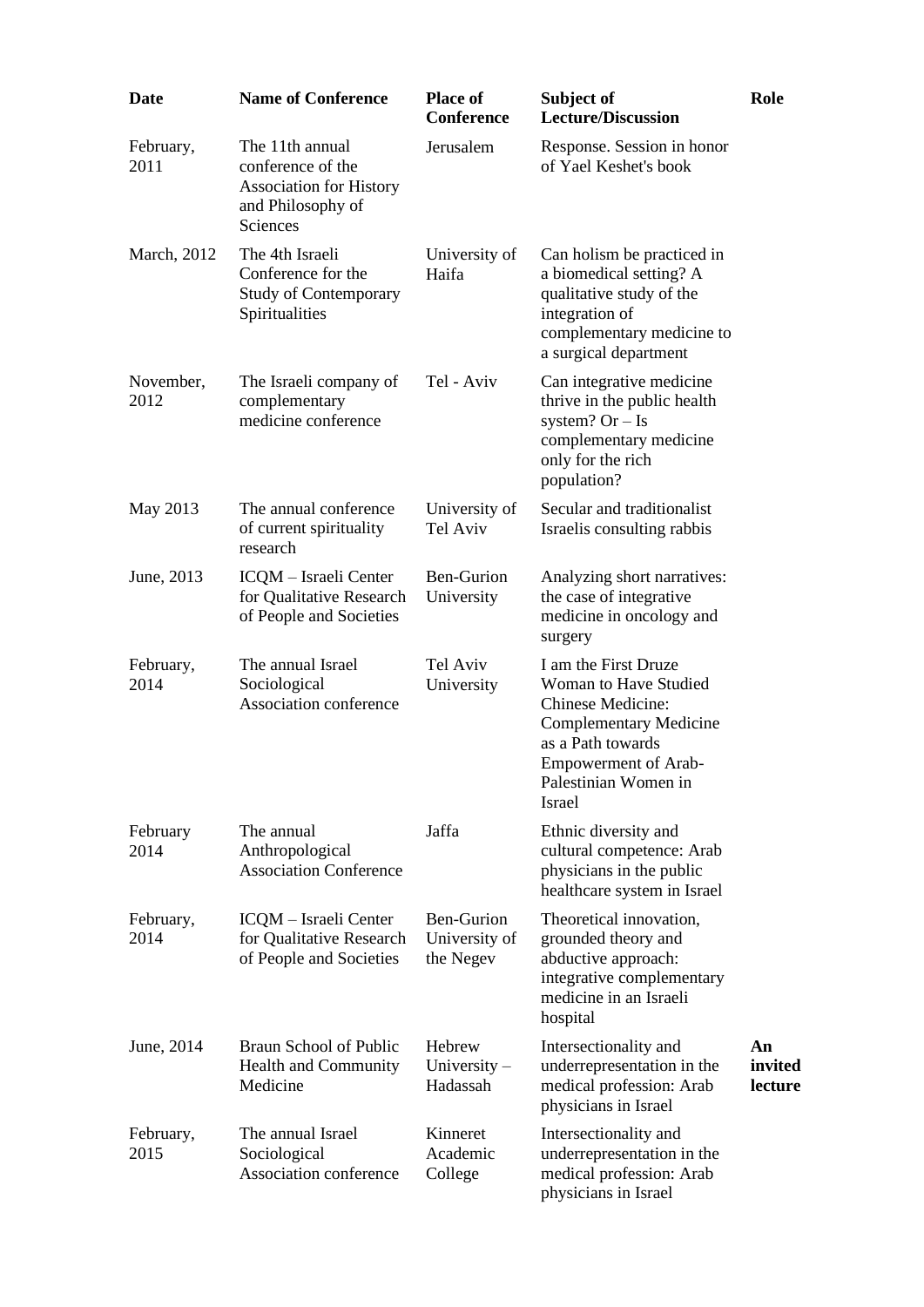| Date | Name of Conference | Place of Conference | Subject of Lecture/Discussion | Role |
|---|---|---|---|---|
| February, 2011 | The 11th annual conference of the Association for History and Philosophy of Sciences | Jerusalem | Response. Session in honor of Yael Keshet's book | |
| March, 2012 | The 4th Israeli Conference for the Study of Contemporary Spiritualities | University of Haifa | Can holism be practiced in a biomedical setting? A qualitative study of the integration of complementary medicine to a surgical department | |
| November, 2012 | The Israeli company of complementary medicine conference | Tel - Aviv | Can integrative medicine thrive in the public health system? Or – Is complementary medicine only for the rich population? | |
| May 2013 | The annual conference of current spirituality research | University of Tel Aviv | Secular and traditionalist Israelis consulting rabbis | |
| June, 2013 | ICQM – Israeli Center for Qualitative Research of People and Societies | Ben-Gurion University | Analyzing short narratives: the case of integrative medicine in oncology and surgery | |
| February, 2014 | The annual Israel Sociological Association conference | Tel Aviv University | I am the First Druze Woman to Have Studied Chinese Medicine: Complementary Medicine as a Path towards Empowerment of Arab-Palestinian Women in Israel | |
| February 2014 | The annual Anthropological Association Conference | Jaffa | Ethnic diversity and cultural competence: Arab physicians in the public healthcare system in Israel | |
| February, 2014 | ICQM – Israeli Center for Qualitative Research of People and Societies | Ben-Gurion University of the Negev | Theoretical innovation, grounded theory and abductive approach: integrative complementary medicine in an Israeli hospital | |
| June, 2014 | Braun School of Public Health and Community Medicine | Hebrew University – Hadassah | Intersectionality and underrepresentation in the medical profession: Arab physicians in Israel | **An invited lecture** |
| February, 2015 | The annual Israel Sociological Association conference | Kinneret Academic College | Intersectionality and underrepresentation in the medical profession: Arab physicians in Israel | |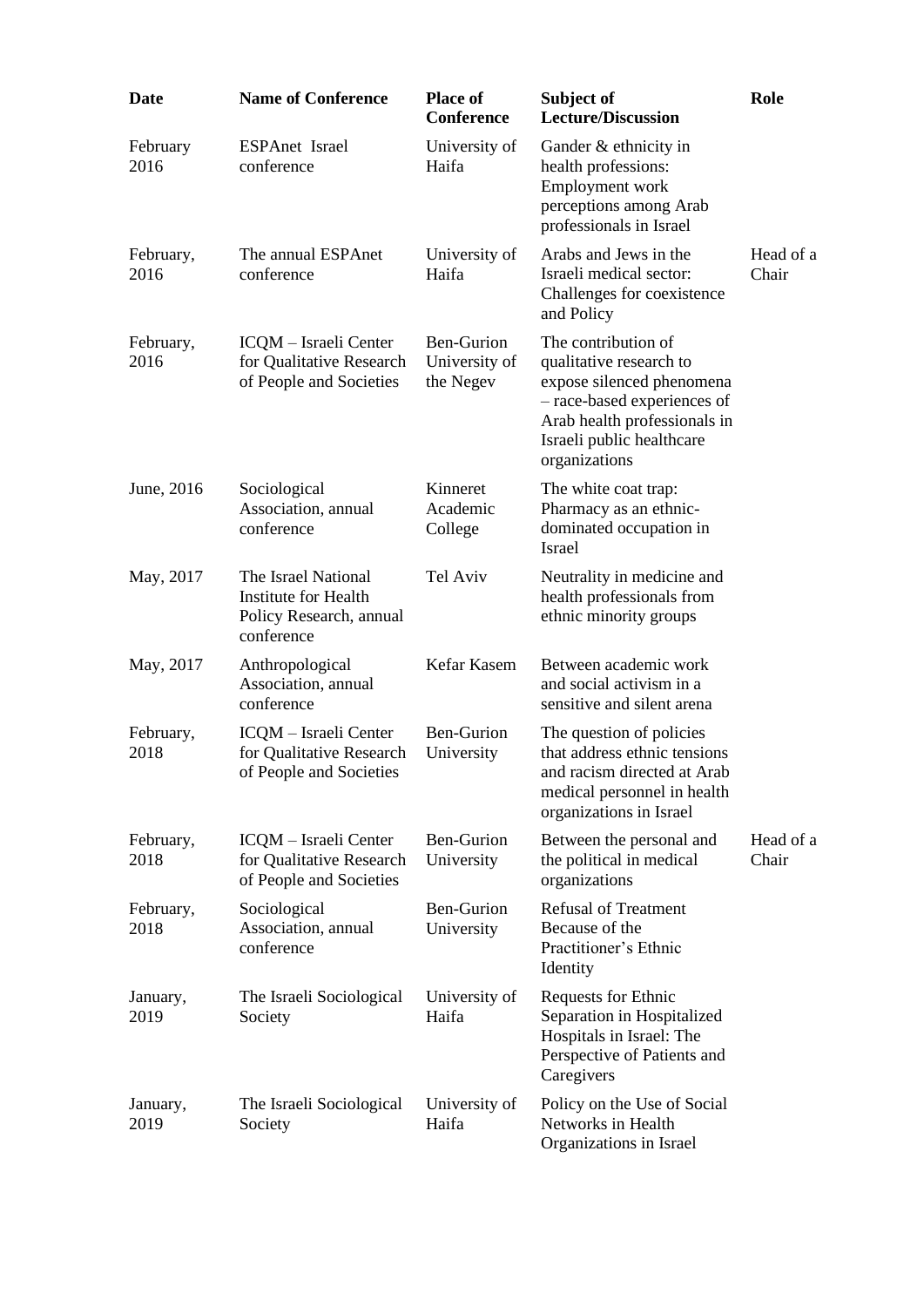| Date | Name of Conference | Place of Conference | Subject of Lecture/Discussion | Role |
|---|---|---|---|---|
| February 2016 | ESPAnet Israel conference | University of Haifa | Gander & ethnicity in health professions: Employment work perceptions among Arab professionals in Israel | |
| February, 2016 | The annual ESPAnet conference | University of Haifa | Arabs and Jews in the Israeli medical sector: Challenges for coexistence and Policy | Head of a Chair |
| February, 2016 | ICQM – Israeli Center for Qualitative Research of People and Societies | Ben-Gurion University of the Negev | The contribution of qualitative research to expose silenced phenomena – race-based experiences of Arab health professionals in Israeli public healthcare organizations | |
| June, 2016 | Sociological Association, annual conference | Kinneret Academic College | The white coat trap: Pharmacy as an ethnic-dominated occupation in Israel | |
| May, 2017 | The Israel National Institute for Health Policy Research, annual conference | Tel Aviv | Neutrality in medicine and health professionals from ethnic minority groups | |
| May, 2017 | Anthropological Association, annual conference | Kefar Kasem | Between academic work and social activism in a sensitive and silent arena | |
| February, 2018 | ICQM – Israeli Center for Qualitative Research of People and Societies | Ben-Gurion University | The question of policies that address ethnic tensions and racism directed at Arab medical personnel in health organizations in Israel | |
| February, 2018 | ICQM – Israeli Center for Qualitative Research of People and Societies | Ben-Gurion University | Between the personal and the political in medical organizations | Head of a Chair |
| February, 2018 | Sociological Association, annual conference | Ben-Gurion University | Refusal of Treatment Because of the Practitioner's Ethnic Identity | |
| January, 2019 | The Israeli Sociological Society | University of Haifa | Requests for Ethnic Separation in Hospitalized Hospitals in Israel: The Perspective of Patients and Caregivers | |
| January, 2019 | The Israeli Sociological Society | University of Haifa | Policy on the Use of Social Networks in Health Organizations in Israel | |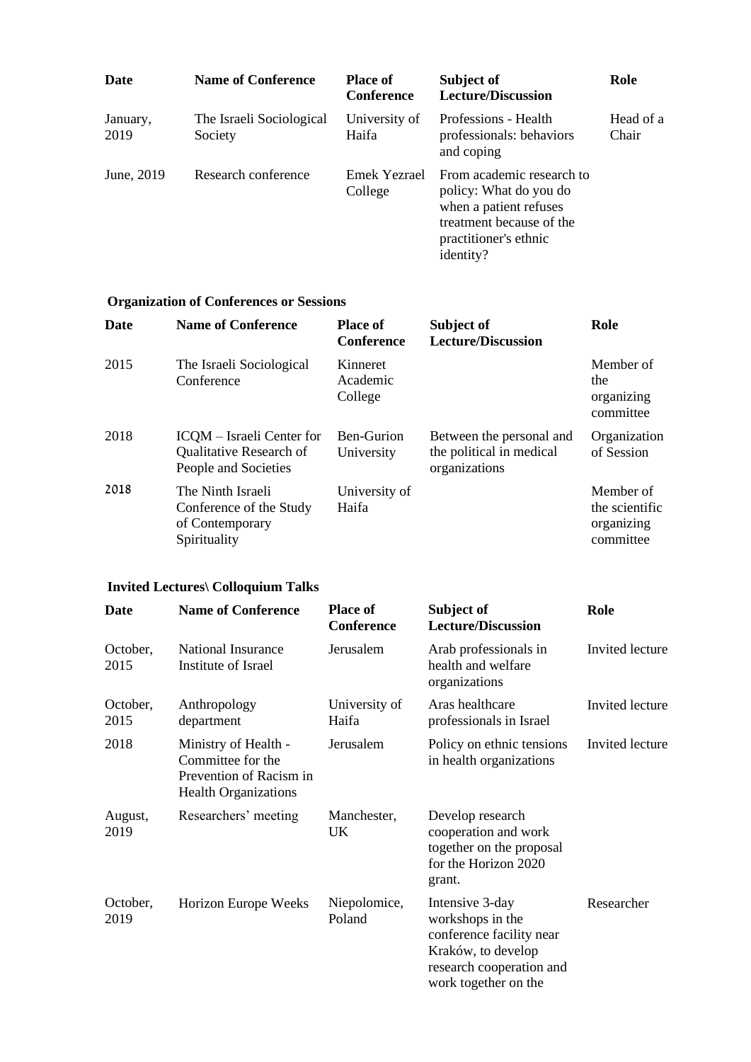| Date | Name of Conference | Place of Conference | Subject of Lecture/Discussion | Role |
|---|---|---|---|---|
| January, 2019 | The Israeli Sociological Society | University of Haifa | Professions - Health professionals: behaviors and coping | Head of a Chair |
| June, 2019 | Research conference | Emek Yezrael College | From academic research to policy: What do you do when a patient refuses treatment because of the practitioner's ethnic identity? | |

**Organization of Conferences or Sessions**

| Date | Name of Conference | Place of Conference | Subject of Lecture/Discussion | Role |
|---|---|---|---|---|
| 2015 | The Israeli Sociological Conference | Kinneret Academic College | | Member of the organizing committee |
| 2018 | ICQM – Israeli Center for Qualitative Research of People and Societies | Ben-Gurion University | Between the personal and the political in medical organizations | Organization of Session |
| 2018 | The Ninth Israeli Conference of the Study of Contemporary Spirituality | University of Haifa | | Member of the scientific organizing committee |

**Invited Lectures\ Colloquium Talks**

| Date | Name of Conference | Place of Conference | Subject of Lecture/Discussion | Role |
|---|---|---|---|---|
| October, 2015 | National Insurance Institute of Israel | Jerusalem | Arab professionals in health and welfare organizations | Invited lecture |
| October, 2015 | Anthropology department | University of Haifa | Aras healthcare professionals in Israel | Invited lecture |
| 2018 | Ministry of Health - Committee for the Prevention of Racism in Health Organizations | Jerusalem | Policy on ethnic tensions in health organizations | Invited lecture |
| August, 2019 | Researchers' meeting | Manchester, UK | Develop research cooperation and work together on the proposal for the Horizon 2020 grant. | |
| October, 2019 | Horizon Europe Weeks | Niepolomice, Poland | Intensive 3-day workshops in the conference facility near Kraków, to develop research cooperation and work together on the | Researcher |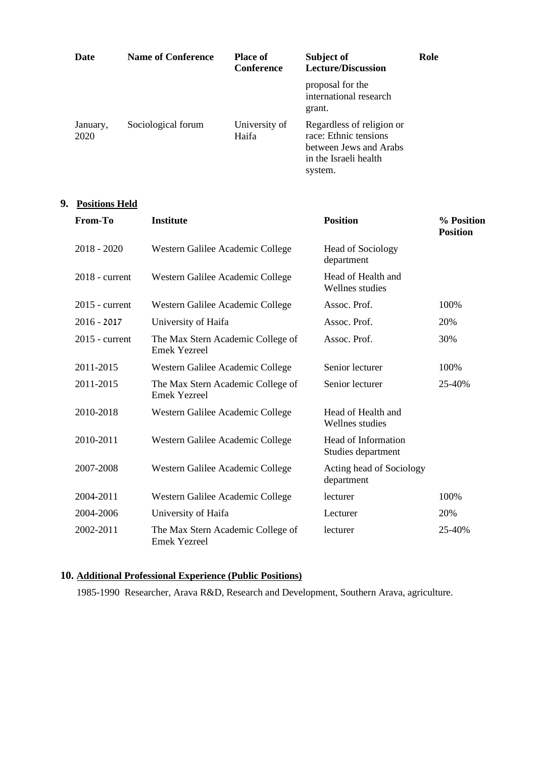| Date | Name of Conference | Place of Conference | Subject of Lecture/Discussion | Role |
|---|---|---|---|---|
| | | | proposal for the international research grant. | |
| January, 2020 | Sociological forum | University of Haifa | Regardless of religion or race: Ethnic tensions between Jews and Arabs in the Israeli health system. | |

## 9. Positions Held

| From-To | Institute | Position | % Position Position |
|---|---|---|---|
| 2018 - 2020 | Western Galilee Academic College | Head of Sociology department | |
| 2018 - current | Western Galilee Academic College | Head of Health and Wellnes studies | |
| 2015 - current | Western Galilee Academic College | Assoc. Prof. | 100% |
| 2016 - 2017 | University of Haifa | Assoc. Prof. | 20% |
| 2015 - current | The Max Stern Academic College of Emek Yezreel | Assoc. Prof. | 30% |
| 2011-2015 | Western Galilee Academic College | Senior lecturer | 100% |
| 2011-2015 | The Max Stern Academic College of Emek Yezreel | Senior lecturer | 25-40% |
| 2010-2018 | Western Galilee Academic College | Head of Health and Wellnes studies | |
| 2010-2011 | Western Galilee Academic College | Head of Information Studies department | |
| 2007-2008 | Western Galilee Academic College | Acting head of Sociology department | |
| 2004-2011 | Western Galilee Academic College | lecturer | 100% |
| 2004-2006 | University of Haifa | Lecturer | 20% |
| 2002-2011 | The Max Stern Academic College of Emek Yezreel | lecturer | 25-40% |

## 10. Additional Professional Experience (Public Positions)

1985-1990 Researcher, Arava R&D, Research and Development, Southern Arava, agriculture.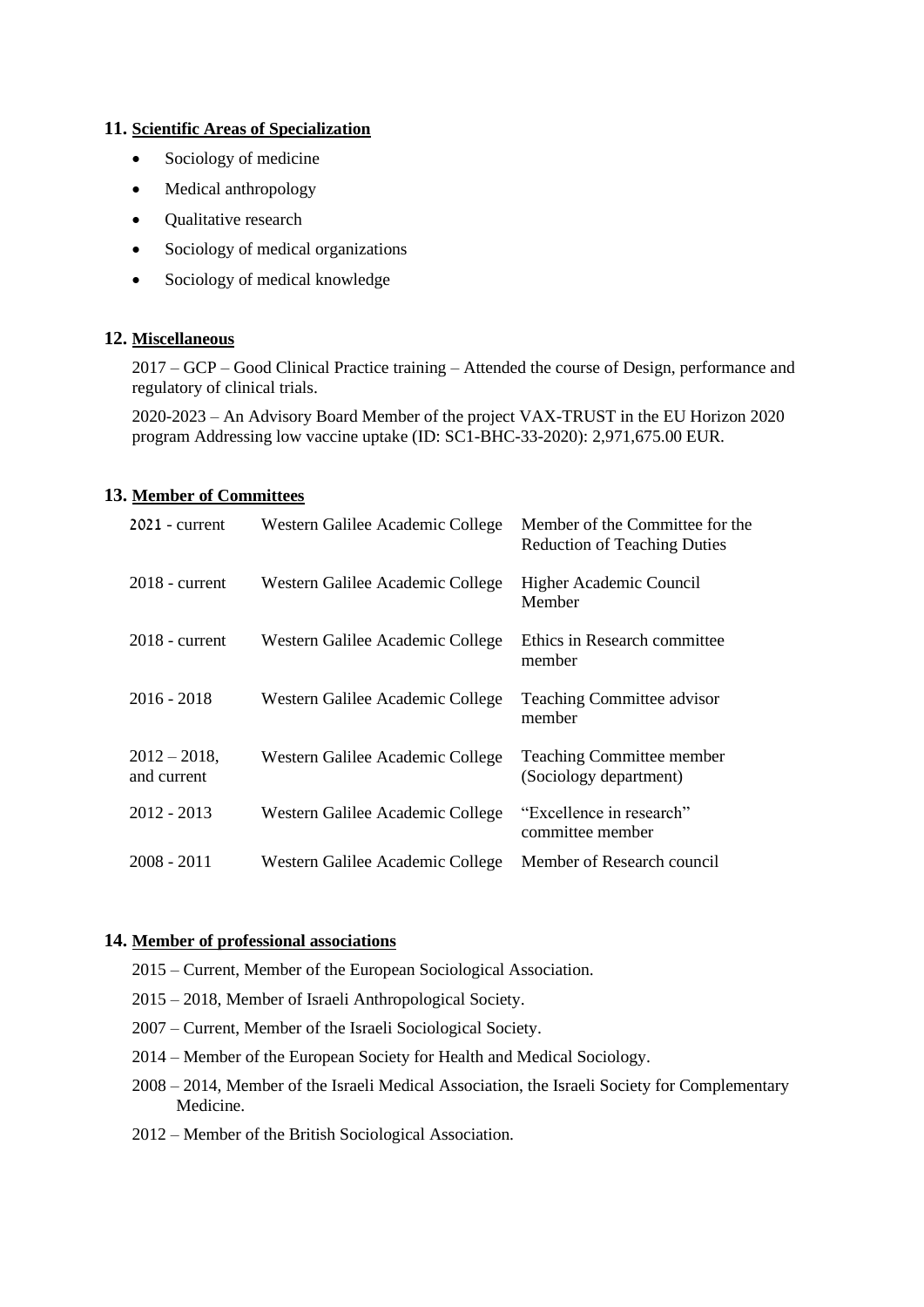## 11. Scientific Areas of Specialization

- Sociology of medicine
- Medical anthropology
- Qualitative research
- Sociology of medical organizations
- Sociology of medical knowledge

## 12. Miscellaneous

2017 – GCP – Good Clinical Practice training – Attended the course of Design, performance and regulatory of clinical trials.

2020-2023 – An Advisory Board Member of the project VAX-TRUST in the EU Horizon 2020 program Addressing low vaccine uptake (ID: SC1-BHC-33-2020): 2,971,675.00 EUR.

## 13. Member of Committees

| | | |
|---|---|---|
| 2021 - current | Western Galilee Academic College | Member of the Committee for the Reduction of Teaching Duties |
| 2018 - current | Western Galilee Academic College | Higher Academic Council Member |
| 2018 - current | Western Galilee Academic College | Ethics in Research committee member |
| 2016 - 2018 | Western Galilee Academic College | Teaching Committee advisor member |
| 2012 – 2018, and current | Western Galilee Academic College | Teaching Committee member (Sociology department) |
| 2012 - 2013 | Western Galilee Academic College | "Excellence in research" committee member |
| 2008 - 2011 | Western Galilee Academic College | Member of Research council |

## 14. Member of professional associations

2015 – Current, Member of the European Sociological Association.

2015 – 2018, Member of Israeli Anthropological Society.

2007 – Current, Member of the Israeli Sociological Society.

2014 – Member of the European Society for Health and Medical Sociology.

2008 – 2014, Member of the Israeli Medical Association, the Israeli Society for Complementary Medicine.

2012 – Member of the British Sociological Association.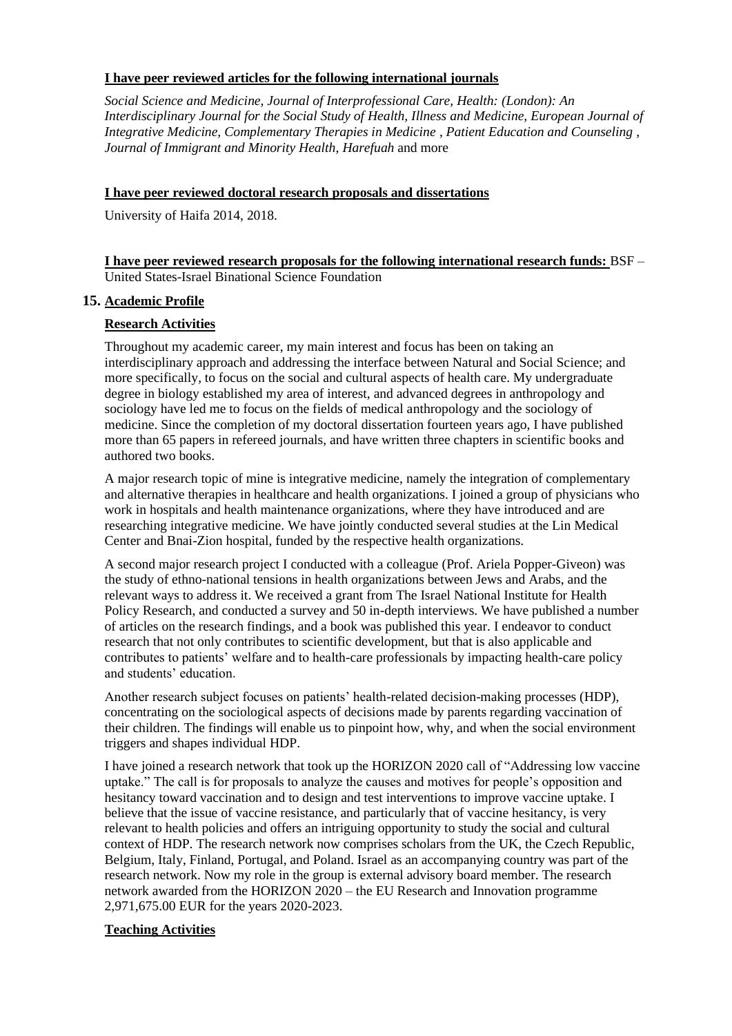**I have peer reviewed articles for the following international journals**

*Social Science and Medicine, Journal of Interprofessional Care, Health: (London): An Interdisciplinary Journal for the Social Study of Health, Illness and Medicine, European Journal of Integrative Medicine, Complementary Therapies in Medicine , Patient Education and Counseling , Journal of Immigrant and Minority Health, Harefuah* and more

**I have peer reviewed doctoral research proposals and dissertations**

University of Haifa 2014, 2018.

**I have peer reviewed research proposals for the following international research funds:** BSF – United States-Israel Binational Science Foundation

## 15. Academic Profile

### Research Activities

Throughout my academic career, my main interest and focus has been on taking an interdisciplinary approach and addressing the interface between Natural and Social Science; and more specifically, to focus on the social and cultural aspects of health care. My undergraduate degree in biology established my area of interest, and advanced degrees in anthropology and sociology have led me to focus on the fields of medical anthropology and the sociology of medicine. Since the completion of my doctoral dissertation fourteen years ago, I have published more than 65 papers in refereed journals, and have written three chapters in scientific books and authored two books.

A major research topic of mine is integrative medicine, namely the integration of complementary and alternative therapies in healthcare and health organizations. I joined a group of physicians who work in hospitals and health maintenance organizations, where they have introduced and are researching integrative medicine. We have jointly conducted several studies at the Lin Medical Center and Bnai-Zion hospital, funded by the respective health organizations.

A second major research project I conducted with a colleague (Prof. Ariela Popper-Giveon) was the study of ethno-national tensions in health organizations between Jews and Arabs, and the relevant ways to address it. We received a grant from The Israel National Institute for Health Policy Research, and conducted a survey and 50 in-depth interviews. We have published a number of articles on the research findings, and a book was published this year. I endeavor to conduct research that not only contributes to scientific development, but that is also applicable and contributes to patients' welfare and to health-care professionals by impacting health-care policy and students' education.

Another research subject focuses on patients' health-related decision-making processes (HDP), concentrating on the sociological aspects of decisions made by parents regarding vaccination of their children. The findings will enable us to pinpoint how, why, and when the social environment triggers and shapes individual HDP.

I have joined a research network that took up the HORIZON 2020 call of "Addressing low vaccine uptake." The call is for proposals to analyze the causes and motives for people's opposition and hesitancy toward vaccination and to design and test interventions to improve vaccine uptake. I believe that the issue of vaccine resistance, and particularly that of vaccine hesitancy, is very relevant to health policies and offers an intriguing opportunity to study the social and cultural context of HDP. The research network now comprises scholars from the UK, the Czech Republic, Belgium, Italy, Finland, Portugal, and Poland. Israel as an accompanying country was part of the research network. Now my role in the group is external advisory board member. The research network awarded from the HORIZON 2020 – the EU Research and Innovation programme 2,971,675.00 EUR for the years 2020-2023.

### Teaching Activities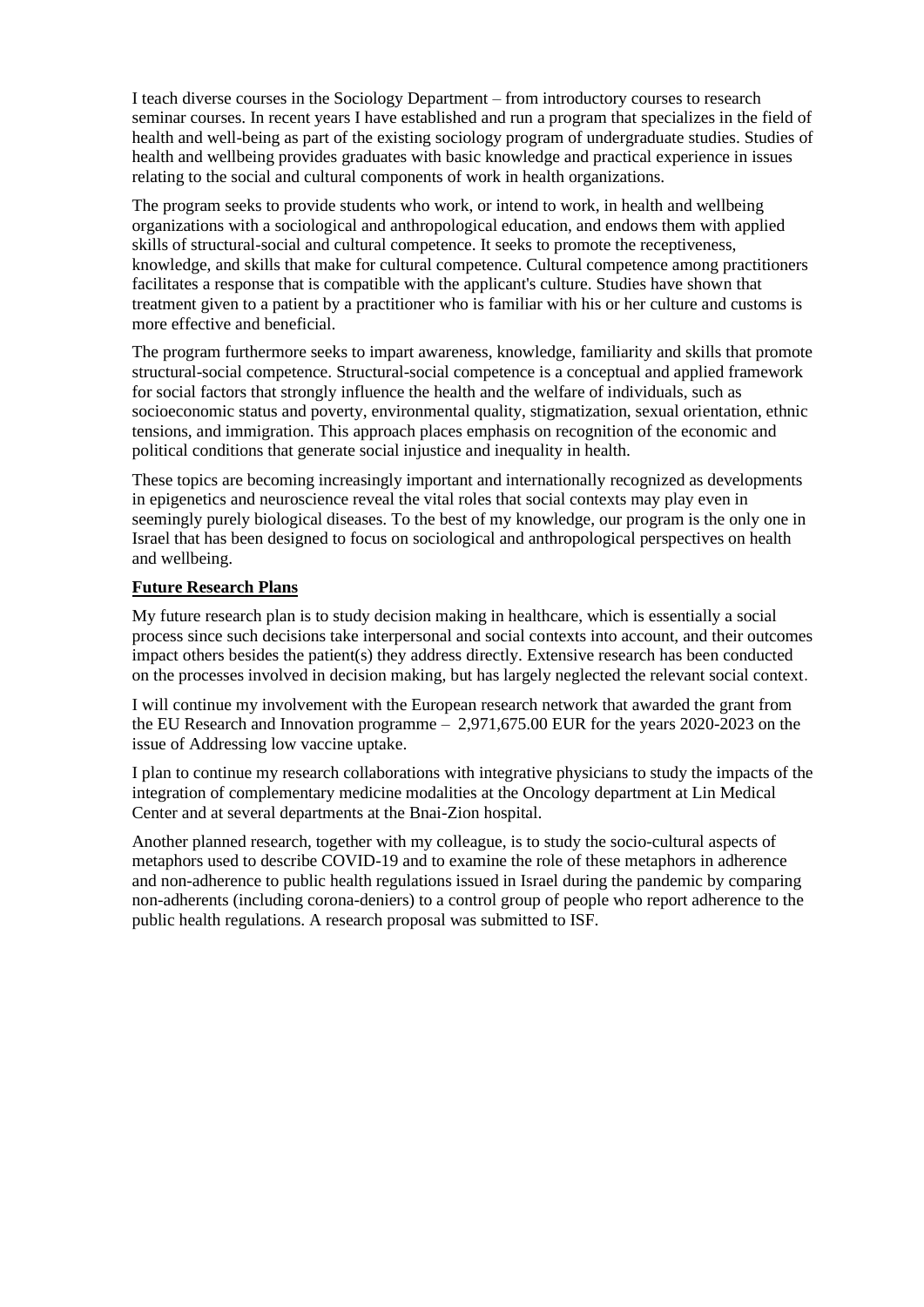I teach diverse courses in the Sociology Department – from introductory courses to research seminar courses. In recent years I have established and run a program that specializes in the field of health and well-being as part of the existing sociology program of undergraduate studies. Studies of health and wellbeing provides graduates with basic knowledge and practical experience in issues relating to the social and cultural components of work in health organizations.

The program seeks to provide students who work, or intend to work, in health and wellbeing organizations with a sociological and anthropological education, and endows them with applied skills of structural-social and cultural competence. It seeks to promote the receptiveness, knowledge, and skills that make for cultural competence. Cultural competence among practitioners facilitates a response that is compatible with the applicant's culture. Studies have shown that treatment given to a patient by a practitioner who is familiar with his or her culture and customs is more effective and beneficial.

The program furthermore seeks to impart awareness, knowledge, familiarity and skills that promote structural-social competence. Structural-social competence is a conceptual and applied framework for social factors that strongly influence the health and the welfare of individuals, such as socioeconomic status and poverty, environmental quality, stigmatization, sexual orientation, ethnic tensions, and immigration. This approach places emphasis on recognition of the economic and political conditions that generate social injustice and inequality in health.

These topics are becoming increasingly important and internationally recognized as developments in epigenetics and neuroscience reveal the vital roles that social contexts may play even in seemingly purely biological diseases. To the best of my knowledge, our program is the only one in Israel that has been designed to focus on sociological and anthropological perspectives on health and wellbeing.

## Future Research Plans

My future research plan is to study decision making in healthcare, which is essentially a social process since such decisions take interpersonal and social contexts into account, and their outcomes impact others besides the patient(s) they address directly. Extensive research has been conducted on the processes involved in decision making, but has largely neglected the relevant social context.

I will continue my involvement with the European research network that awarded the grant from the EU Research and Innovation programme – 2,971,675.00 EUR for the years 2020-2023 on the issue of Addressing low vaccine uptake.

I plan to continue my research collaborations with integrative physicians to study the impacts of the integration of complementary medicine modalities at the Oncology department at Lin Medical Center and at several departments at the Bnai-Zion hospital.

Another planned research, together with my colleague, is to study the socio-cultural aspects of metaphors used to describe COVID-19 and to examine the role of these metaphors in adherence and non-adherence to public health regulations issued in Israel during the pandemic by comparing non-adherents (including corona-deniers) to a control group of people who report adherence to the public health regulations. A research proposal was submitted to ISF.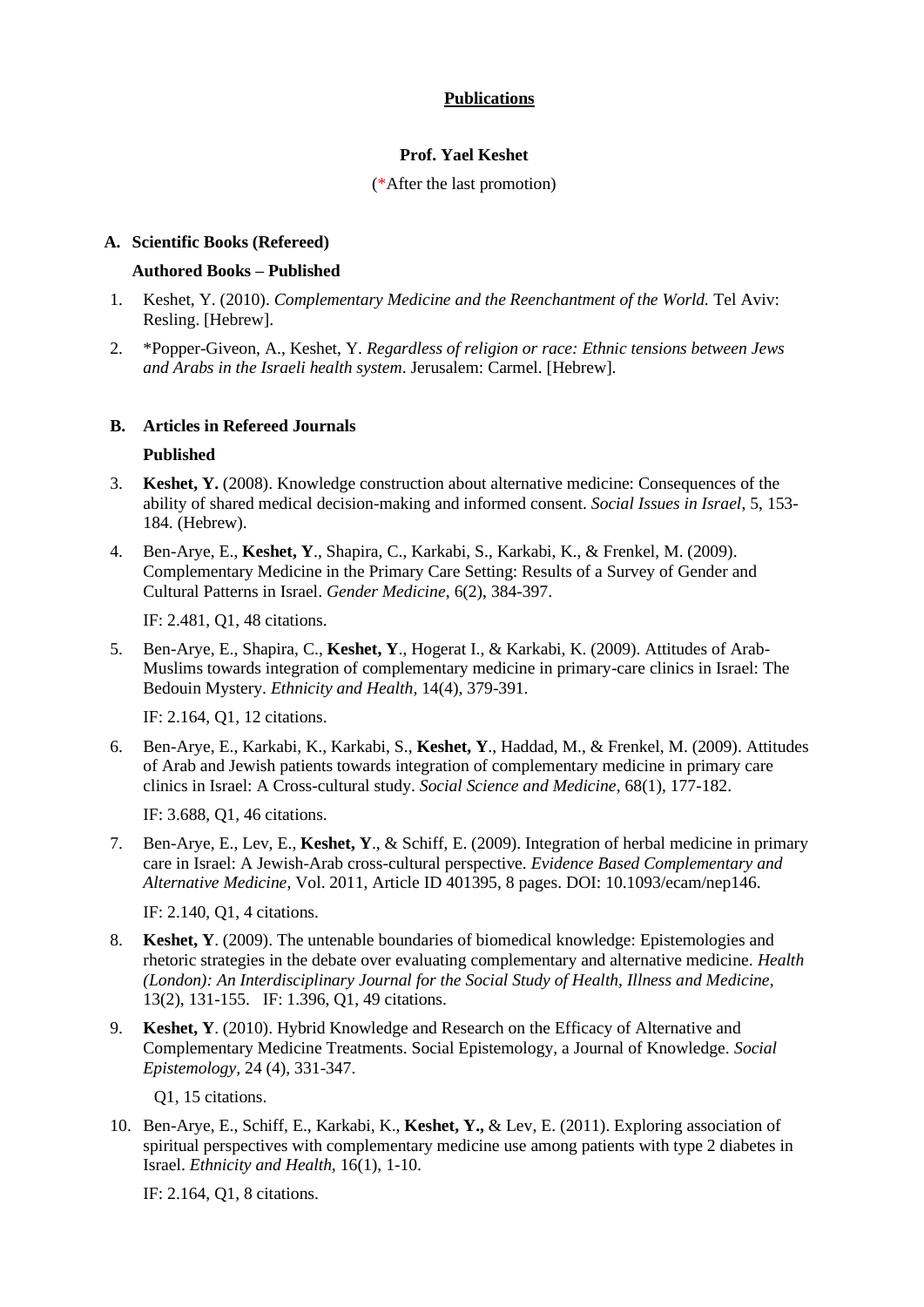**Publications**

**Prof. Yael Keshet**

(*After the last promotion)

**A. Scientific Books (Refereed)**

**Authored Books – Published**

1. Keshet, Y. (2010). *Complementary Medicine and the Reenchantment of the World.* Tel Aviv: Resling. [Hebrew].

2. *Popper-Giveon, A., Keshet, Y. *Regardless of religion or race: Ethnic tensions between Jews and Arabs in the Israeli health system*. Jerusalem: Carmel. [Hebrew].

**B. Articles in Refereed Journals**

**Published**

3. **Keshet, Y.** (2008). Knowledge construction about alternative medicine: Consequences of the ability of shared medical decision-making and informed consent. *Social Issues in Israel*, 5, 153-184. (Hebrew).

4. Ben-Arye, E., **Keshet, Y**., Shapira, C., Karkabi, S., Karkabi, K., & Frenkel, M. (2009). Complementary Medicine in the Primary Care Setting: Results of a Survey of Gender and Cultural Patterns in Israel. *Gender Medicine*, 6(2), 384-397.

   IF: 2.481, Q1, 48 citations.

5. Ben-Arye, E., Shapira, C., **Keshet, Y**., Hogerat I., & Karkabi, K. (2009). Attitudes of Arab-Muslims towards integration of complementary medicine in primary-care clinics in Israel: The Bedouin Mystery. *Ethnicity and Health*, 14(4), 379-391.

   IF: 2.164, Q1, 12 citations.

6. Ben-Arye, E., Karkabi, K., Karkabi, S., **Keshet, Y**., Haddad, M., & Frenkel, M. (2009). Attitudes of Arab and Jewish patients towards integration of complementary medicine in primary care clinics in Israel: A Cross-cultural study. *Social Science and Medicine*, 68(1), 177-182.

   IF: 3.688, Q1, 46 citations.

7. Ben-Arye, E., Lev, E., **Keshet, Y**., & Schiff, E. (2009). Integration of herbal medicine in primary care in Israel: A Jewish-Arab cross-cultural perspective. *Evidence Based Complementary and Alternative Medicine*, Vol. 2011, Article ID 401395, 8 pages. DOI: 10.1093/ecam/nep146.

   IF: 2.140, Q1, 4 citations.

8. **Keshet, Y**. (2009). The untenable boundaries of biomedical knowledge: Epistemologies and rhetoric strategies in the debate over evaluating complementary and alternative medicine. *Health (London): An Interdisciplinary Journal for the Social Study of Health, Illness and Medicine*, 13(2), 131-155. IF: 1.396, Q1, 49 citations.

9. **Keshet, Y**. (2010). Hybrid Knowledge and Research on the Efficacy of Alternative and Complementary Medicine Treatments. Social Epistemology, a Journal of Knowledge. *Social Epistemology*, 24 (4), 331-347.

   Q1, 15 citations.

10. Ben-Arye, E., Schiff, E., Karkabi, K., **Keshet, Y.,** & Lev, E. (2011). Exploring association of spiritual perspectives with complementary medicine use among patients with type 2 diabetes in Israel. *Ethnicity and Health*, 16(1), 1-10.

    IF: 2.164, Q1, 8 citations.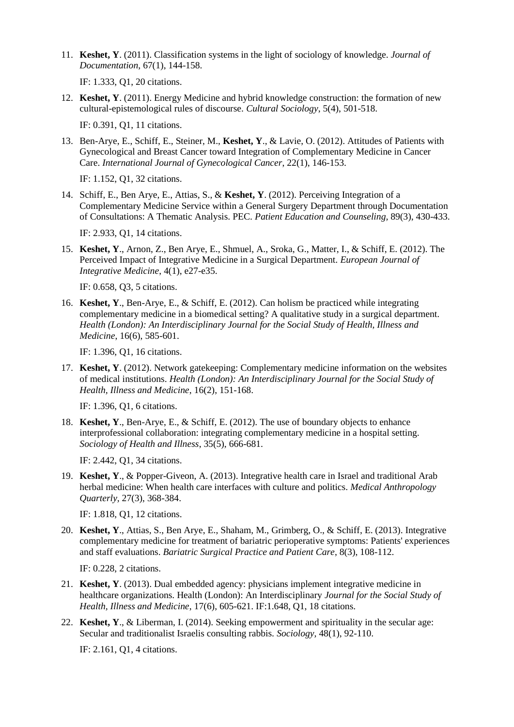11. **Keshet, Y**. (2011). Classification systems in the light of sociology of knowledge. *Journal of Documentation*, 67(1), 144-158.

    IF: 1.333, Q1, 20 citations.

12. **Keshet, Y**. (2011). Energy Medicine and hybrid knowledge construction: the formation of new cultural-epistemological rules of discourse. *Cultural Sociology*, 5(4), 501-518.

    IF: 0.391, Q1, 11 citations.

13. Ben-Arye, E., Schiff, E., Steiner, M., **Keshet, Y**., & Lavie, O. (2012). Attitudes of Patients with Gynecological and Breast Cancer toward Integration of Complementary Medicine in Cancer Care. *International Journal of Gynecological Cancer*, 22(1), 146-153.

    IF: 1.152, Q1, 32 citations.

14. Schiff, E., Ben Arye, E., Attias, S., & **Keshet, Y**. (2012). Perceiving Integration of a Complementary Medicine Service within a General Surgery Department through Documentation of Consultations: A Thematic Analysis. PEC. *Patient Education and Counseling*, 89(3), 430-433.

    IF: 2.933, Q1, 14 citations.

15. **Keshet, Y**., Arnon, Z., Ben Arye, E., Shmuel, A., Sroka, G., Matter, I., & Schiff, E. (2012). The Perceived Impact of Integrative Medicine in a Surgical Department. *European Journal of Integrative Medicine*, 4(1), e27-e35.

    IF: 0.658, Q3, 5 citations.

16. **Keshet, Y**., Ben-Arye, E., & Schiff, E. (2012). Can holism be practiced while integrating complementary medicine in a biomedical setting? A qualitative study in a surgical department. *Health (London): An Interdisciplinary Journal for the Social Study of Health, Illness and Medicine*, 16(6), 585-601.

    IF: 1.396, Q1, 16 citations.

17. **Keshet, Y**. (2012). Network gatekeeping: Complementary medicine information on the websites of medical institutions. *Health (London): An Interdisciplinary Journal for the Social Study of Health, Illness and Medicine*, 16(2), 151-168.

    IF: 1.396, Q1, 6 citations.

18. **Keshet, Y**., Ben-Arye, E., & Schiff, E. (2012). The use of boundary objects to enhance interprofessional collaboration: integrating complementary medicine in a hospital setting. *Sociology of Health and Illness*, 35(5), 666-681.

    IF: 2.442, Q1, 34 citations.

19. **Keshet, Y**., & Popper-Giveon, A. (2013). Integrative health care in Israel and traditional Arab herbal medicine: When health care interfaces with culture and politics. *Medical Anthropology Quarterly*, 27(3), 368-384.

    IF: 1.818, Q1, 12 citations.

20. **Keshet, Y**., Attias, S., Ben Arye, E., Shaham, M., Grimberg, O., & Schiff, E. (2013). Integrative complementary medicine for treatment of bariatric perioperative symptoms: Patients' experiences and staff evaluations. *Bariatric Surgical Practice and Patient Care*, 8(3), 108-112.

    IF: 0.228, 2 citations.

21. **Keshet, Y**. (2013). Dual embedded agency: physicians implement integrative medicine in healthcare organizations. Health (London): An Interdisciplinary *Journal for the Social Study of Health, Illness and Medicine*, 17(6), 605-621. IF:1.648, Q1, 18 citations.

22. **Keshet, Y**., & Liberman, I. (2014). Seeking empowerment and spirituality in the secular age: Secular and traditionalist Israelis consulting rabbis. *Sociology*, 48(1), 92-110.

    IF: 2.161, Q1, 4 citations.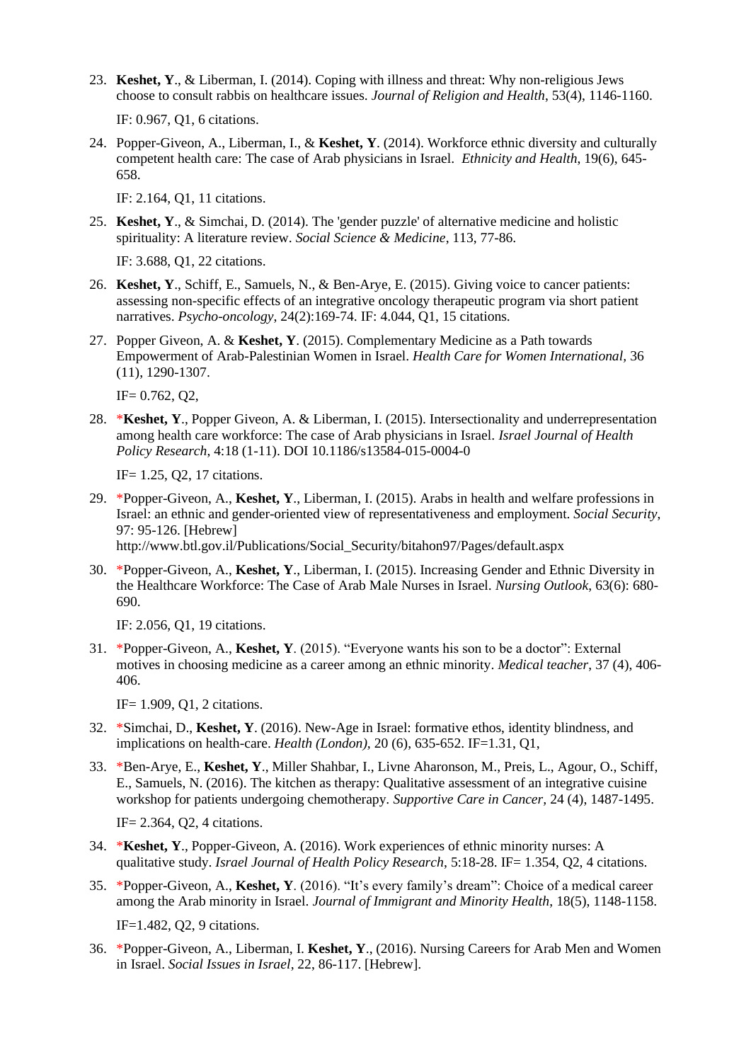23. **Keshet, Y**., & Liberman, I. (2014). Coping with illness and threat: Why non-religious Jews choose to consult rabbis on healthcare issues. *Journal of Religion and Health*, 53(4), 1146-1160.

    IF: 0.967, Q1, 6 citations.

24. Popper-Giveon, A., Liberman, I., & **Keshet, Y**. (2014). Workforce ethnic diversity and culturally competent health care: The case of Arab physicians in Israel. *Ethnicity and Health*, 19(6), 645-658.

    IF: 2.164, Q1, 11 citations.

25. **Keshet, Y**., & Simchai, D. (2014). The 'gender puzzle' of alternative medicine and holistic spirituality: A literature review. *Social Science & Medicine*, 113, 77-86.

    IF: 3.688, Q1, 22 citations.

26. **Keshet, Y**., Schiff, E., Samuels, N., & Ben-Arye, E. (2015). Giving voice to cancer patients: assessing non-specific effects of an integrative oncology therapeutic program via short patient narratives. *Psycho-oncology*, 24(2):169-74. IF: 4.044, Q1, 15 citations.

27. Popper Giveon, A. & **Keshet, Y**. (2015). Complementary Medicine as a Path towards Empowerment of Arab-Palestinian Women in Israel. *Health Care for Women International*, 36 (11), 1290-1307.

    IF= 0.762, Q2,

28. *__Keshet, Y__., Popper Giveon, A. & Liberman, I. (2015). Intersectionality and underrepresentation among health care workforce: The case of Arab physicians in Israel. *Israel Journal of Health Policy Research*, 4:18 (1-11). DOI 10.1186/s13584-015-0004-0

    IF= 1.25, Q2, 17 citations.

29. *Popper-Giveon, A., **Keshet, Y**., Liberman, I. (2015). Arabs in health and welfare professions in Israel: an ethnic and gender-oriented view of representativeness and employment. *Social Security*, 97: 95-126. [Hebrew]
    http://www.btl.gov.il/Publications/Social_Security/bitahon97/Pages/default.aspx

30. *Popper-Giveon, A., **Keshet, Y**., Liberman, I. (2015). Increasing Gender and Ethnic Diversity in the Healthcare Workforce: The Case of Arab Male Nurses in Israel. *Nursing Outlook*, 63(6): 680-690.

    IF: 2.056, Q1, 19 citations.

31. *Popper-Giveon, A., **Keshet, Y**. (2015). "Everyone wants his son to be a doctor": External motives in choosing medicine as a career among an ethnic minority. *Medical teacher*, 37 (4), 406-406.

    IF= 1.909, Q1, 2 citations.

32. *Simchai, D., **Keshet, Y**. (2016). New-Age in Israel: formative ethos, identity blindness, and implications on health-care. *Health (London),* 20 (6), 635-652. IF=1.31, Q1,

33. *Ben-Arye, E., **Keshet, Y**., Miller Shahbar, I., Livne Aharonson, M., Preis, L., Agour, O., Schiff, E., Samuels, N. (2016). The kitchen as therapy: Qualitative assessment of an integrative cuisine workshop for patients undergoing chemotherapy. *Supportive Care in Cancer*, 24 (4), 1487-1495.

    IF= 2.364, Q2, 4 citations.

34. *__Keshet, Y__., Popper-Giveon, A. (2016). Work experiences of ethnic minority nurses: A qualitative study. *Israel Journal of Health Policy Research*, 5:18-28. IF= 1.354, Q2, 4 citations.

35. *Popper-Giveon, A., **Keshet, Y**. (2016). "It's every family's dream": Choice of a medical career among the Arab minority in Israel. *Journal of Immigrant and Minority Health*, 18(5), 1148-1158.

    IF=1.482, Q2, 9 citations.

36. *Popper-Giveon, A., Liberman, I. **Keshet, Y**., (2016). Nursing Careers for Arab Men and Women in Israel. *Social Issues in Israel*, 22, 86-117. [Hebrew].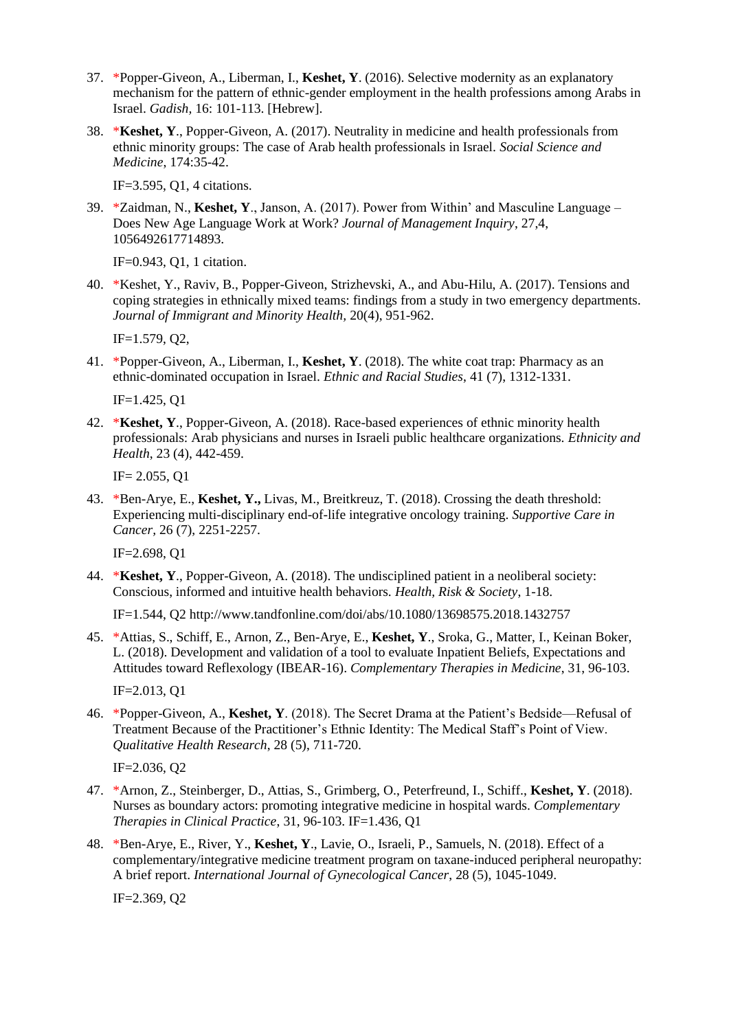37. *Popper-Giveon, A., Liberman, I., **Keshet, Y**. (2016). Selective modernity as an explanatory mechanism for the pattern of ethnic-gender employment in the health professions among Arabs in Israel. *Gadish*, 16: 101-113. [Hebrew].

38. ***Keshet, Y**., Popper-Giveon, A. (2017). Neutrality in medicine and health professionals from ethnic minority groups: The case of Arab health professionals in Israel. *Social Science and Medicine*, 174:35-42.

    IF=3.595, Q1, 4 citations.

39. *Zaidman, N., **Keshet, Y**., Janson, A. (2017). Power from Within' and Masculine Language – Does New Age Language Work at Work? *Journal of Management Inquiry*, 27,4, 1056492617714893.

    IF=0.943, Q1, 1 citation.

40. *Keshet, Y., Raviv, B., Popper-Giveon, Strizhevski, A., and Abu-Hilu, A. (2017). Tensions and coping strategies in ethnically mixed teams: findings from a study in two emergency departments. *Journal of Immigrant and Minority Health*, 20(4), 951-962.

    IF=1.579, Q2,

41. *Popper-Giveon, A., Liberman, I., **Keshet, Y**. (2018). The white coat trap: Pharmacy as an ethnic-dominated occupation in Israel. *Ethnic and Racial Studies*, 41 (7), 1312-1331.

    IF=1.425, Q1

42. ***Keshet, Y**., Popper-Giveon, A. (2018). Race-based experiences of ethnic minority health professionals: Arab physicians and nurses in Israeli public healthcare organizations. *Ethnicity and Health*, 23 (4), 442-459.

    IF= 2.055, Q1

43. *Ben-Arye, E., **Keshet, Y.,** Livas, M., Breitkreuz, T. (2018). Crossing the death threshold: Experiencing multi-disciplinary end-of-life integrative oncology training. *Supportive Care in Cancer*, 26 (7), 2251-2257.

    IF=2.698, Q1

44. ***Keshet, Y**., Popper-Giveon, A. (2018). The undisciplined patient in a neoliberal society: Conscious, informed and intuitive health behaviors. *Health, Risk & Society*, 1-18.

    IF=1.544, Q2 http://www.tandfonline.com/doi/abs/10.1080/13698575.2018.1432757

45. *Attias, S., Schiff, E., Arnon, Z., Ben-Arye, E., **Keshet, Y**., Sroka, G., Matter, I., Keinan Boker, L. (2018). Development and validation of a tool to evaluate Inpatient Beliefs, Expectations and Attitudes toward Reflexology (IBEAR-16). *Complementary Therapies in Medicine*, 31, 96-103.

    IF=2.013, Q1

46. *Popper-Giveon, A., **Keshet, Y**. (2018). The Secret Drama at the Patient's Bedside—Refusal of Treatment Because of the Practitioner's Ethnic Identity: The Medical Staff's Point of View. *Qualitative Health Research*, 28 (5), 711-720.

    IF=2.036, Q2

47. *Arnon, Z., Steinberger, D., Attias, S., Grimberg, O., Peterfreund, I., Schiff., **Keshet, Y**. (2018). Nurses as boundary actors: promoting integrative medicine in hospital wards. *Complementary Therapies in Clinical Practice*, 31, 96-103. IF=1.436, Q1

48. *Ben-Arye, E., River, Y., **Keshet, Y**., Lavie, O., Israeli, P., Samuels, N. (2018). Effect of a complementary/integrative medicine treatment program on taxane-induced peripheral neuropathy: A brief report. *International Journal of Gynecological Cancer*, 28 (5), 1045-1049.

    IF=2.369, Q2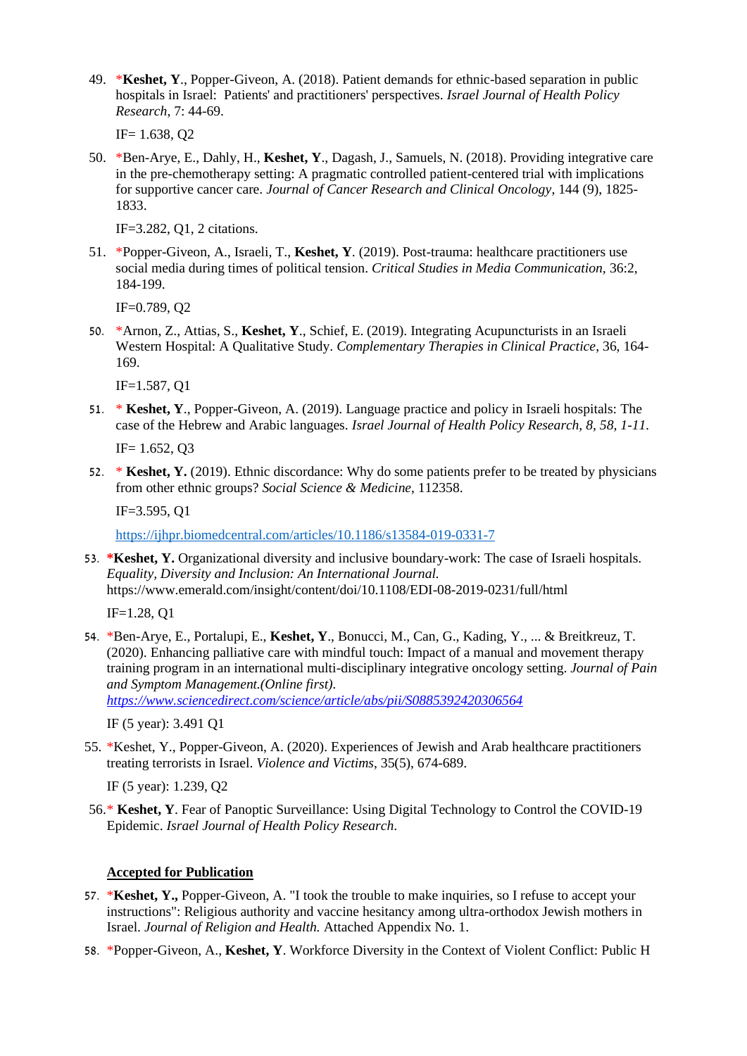49. *__Keshet, Y__., Popper-Giveon, A. (2018). Patient demands for ethnic-based separation in public hospitals in Israel: Patients' and practitioners' perspectives. *Israel Journal of Health Policy Research*, 7: 44-69.

    IF= 1.638, Q2

50. *Ben-Arye, E., Dahly, H., **Keshet, Y**., Dagash, J., Samuels, N. (2018). Providing integrative care in the pre-chemotherapy setting: A pragmatic controlled patient-centered trial with implications for supportive cancer care. *Journal of Cancer Research and Clinical Oncology*, 144 (9), 1825-1833.

    IF=3.282, Q1, 2 citations.

51. *Popper-Giveon, A., Israeli, T., **Keshet, Y**. (2019). Post-trauma: healthcare practitioners use social media during times of political tension. *Critical Studies in Media Communication*, 36:2, 184-199.

    IF=0.789, Q2

50. *Arnon, Z., Attias, S., **Keshet, Y**., Schief, E. (2019). Integrating Acupuncturists in an Israeli Western Hospital: A Qualitative Study. *Complementary Therapies in Clinical Practice*, 36, 164-169.

    IF=1.587, Q1

51. * **Keshet, Y**., Popper-Giveon, A. (2019). Language practice and policy in Israeli hospitals: The case of the Hebrew and Arabic languages. *Israel Journal of Health Policy Research, 8, 58, 1-11.*

    IF= 1.652, Q3

52. * **Keshet, Y.** (2019). Ethnic discordance: Why do some patients prefer to be treated by physicians from other ethnic groups? *Social Science & Medicine*, 112358.

    IF=3.595, Q1

    https://ijhpr.biomedcentral.com/articles/10.1186/s13584-019-0331-7

53. ***Keshet, Y.** Organizational diversity and inclusive boundary-work: The case of Israeli hospitals. *Equality, Diversity and Inclusion: An International Journal.* https://www.emerald.com/insight/content/doi/10.1108/EDI-08-2019-0231/full/html

    IF=1.28, Q1

54. *Ben-Arye, E., Portalupi, E., **Keshet, Y**., Bonucci, M., Can, G., Kading, Y., ... & Breitkreuz, T. (2020). Enhancing palliative care with mindful touch: Impact of a manual and movement therapy training program in an international multi-disciplinary integrative oncology setting. *Journal of Pain and Symptom Management.(Online first).* *https://www.sciencedirect.com/science/article/abs/pii/S0885392420306564*

    IF (5 year): 3.491 Q1

55. *Keshet, Y., Popper-Giveon, A. (2020). Experiences of Jewish and Arab healthcare practitioners treating terrorists in Israel. *Violence and Victims*, 35(5), 674-689.

    IF (5 year): 1.239, Q2

56. * **Keshet, Y**. Fear of Panoptic Surveillance: Using Digital Technology to Control the COVID-19 Epidemic. *Israel Journal of Health Policy Research*.

**<u>Accepted for Publication</u>**

57. ***Keshet, Y.,** Popper-Giveon, A. "I took the trouble to make inquiries, so I refuse to accept your instructions": Religious authority and vaccine hesitancy among ultra-orthodox Jewish mothers in Israel. *Journal of Religion and Health.* Attached Appendix No. 1.

58. *Popper-Giveon, A., **Keshet, Y**. Workforce Diversity in the Context of Violent Conflict: Public H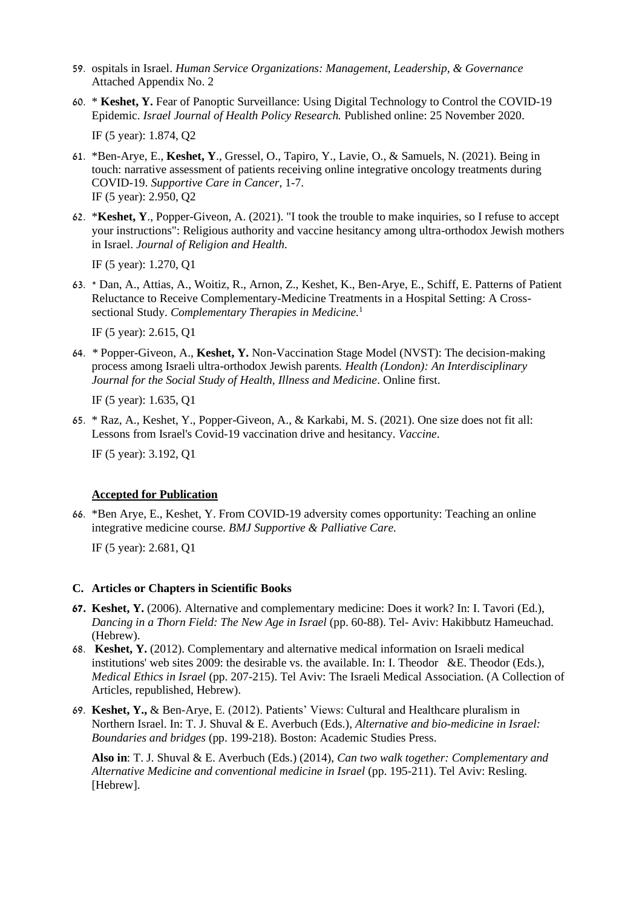59. ospitals in Israel. *Human Service Organizations: Management, Leadership, & Governance* Attached Appendix No. 2

60. * **Keshet, Y.** Fear of Panoptic Surveillance: Using Digital Technology to Control the COVID-19 Epidemic. *Israel Journal of Health Policy Research.* Published online: 25 November 2020.

    IF (5 year): 1.874, Q2

61. *Ben-Arye, E., **Keshet, Y**., Gressel, O., Tapiro, Y., Lavie, O., & Samuels, N. (2021). Being in touch: narrative assessment of patients receiving online integrative oncology treatments during COVID-19. *Supportive Care in Cancer*, 1-7.
    IF (5 year): 2.950, Q2

62. ***Keshet, Y**., Popper-Giveon, A. (2021). "I took the trouble to make inquiries, so I refuse to accept your instructions": Religious authority and vaccine hesitancy among ultra-orthodox Jewish mothers in Israel. *Journal of Religion and Health.*

    IF (5 year): 1.270, Q1

63. * Dan, A., Attias, A., Woitiz, R., Arnon, Z., Keshet, K., Ben-Arye, E., Schiff, E. Patterns of Patient Reluctance to Receive Complementary-Medicine Treatments in a Hospital Setting: A Cross-sectional Study. *Complementary Therapies in Medicine.*[1]

    IF (5 year): 2.615, Q1

64. * Popper-Giveon, A., **Keshet, Y.** Non-Vaccination Stage Model (NVST): The decision-making process among Israeli ultra-orthodox Jewish parents. *Health (London): An Interdisciplinary Journal for the Social Study of Health, Illness and Medicine*. Online first.

    IF (5 year): 1.635, Q1

65. * Raz, A., Keshet, Y., Popper-Giveon, A., & Karkabi, M. S. (2021). One size does not fit all: Lessons from Israel's Covid-19 vaccination drive and hesitancy. *Vaccine*.

    IF (5 year): 3.192, Q1

**Accepted for Publication**

66. *Ben Arye, E., Keshet, Y. From COVID-19 adversity comes opportunity: Teaching an online integrative medicine course. *BMJ Supportive & Palliative Care.*

    IF (5 year): 2.681, Q1

### C. Articles or Chapters in Scientific Books

67. **Keshet, Y.** (2006). Alternative and complementary medicine: Does it work? In: I. Tavori (Ed.), *Dancing in a Thorn Field: The New Age in Israel* (pp. 60-88). Tel- Aviv: Hakibbutz Hameuchad. (Hebrew).
68. **Keshet, Y.** (2012). Complementary and alternative medical information on Israeli medical institutions' web sites 2009: the desirable vs. the available. In: I. Theodor &E. Theodor (Eds.), *Medical Ethics in Israel* (pp. 207-215). Tel Aviv: The Israeli Medical Association. (A Collection of Articles, republished, Hebrew).
69. **Keshet, Y.,** & Ben-Arye, E. (2012). Patients' Views: Cultural and Healthcare pluralism in Northern Israel. In: T. J. Shuval & E. Averbuch (Eds.), *Alternative and bio-medicine in Israel: Boundaries and bridges* (pp. 199-218). Boston: Academic Studies Press.

    **Also in**: T. J. Shuval & E. Averbuch (Eds.) (2014), *Can two walk together: Complementary and Alternative Medicine and conventional medicine in Israel* (pp. 195-211). Tel Aviv: Resling. [Hebrew].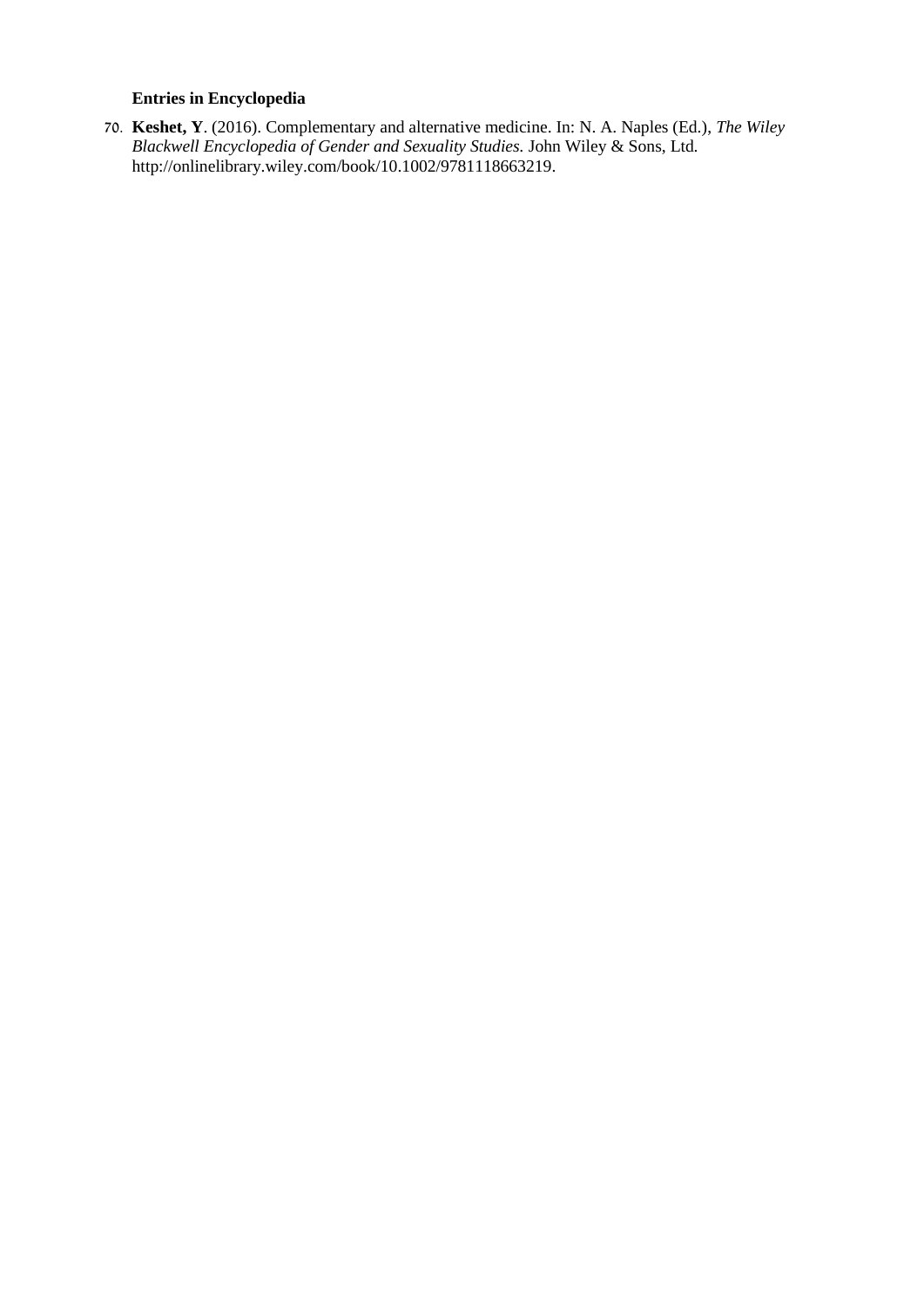**Entries in Encyclopedia**

70. **Keshet, Y**. (2016). Complementary and alternative medicine. In: N. A. Naples (Ed.), *The Wiley Blackwell Encyclopedia of Gender and Sexuality Studies.* John Wiley & Sons, Ltd. http://onlinelibrary.wiley.com/book/10.1002/9781118663219.